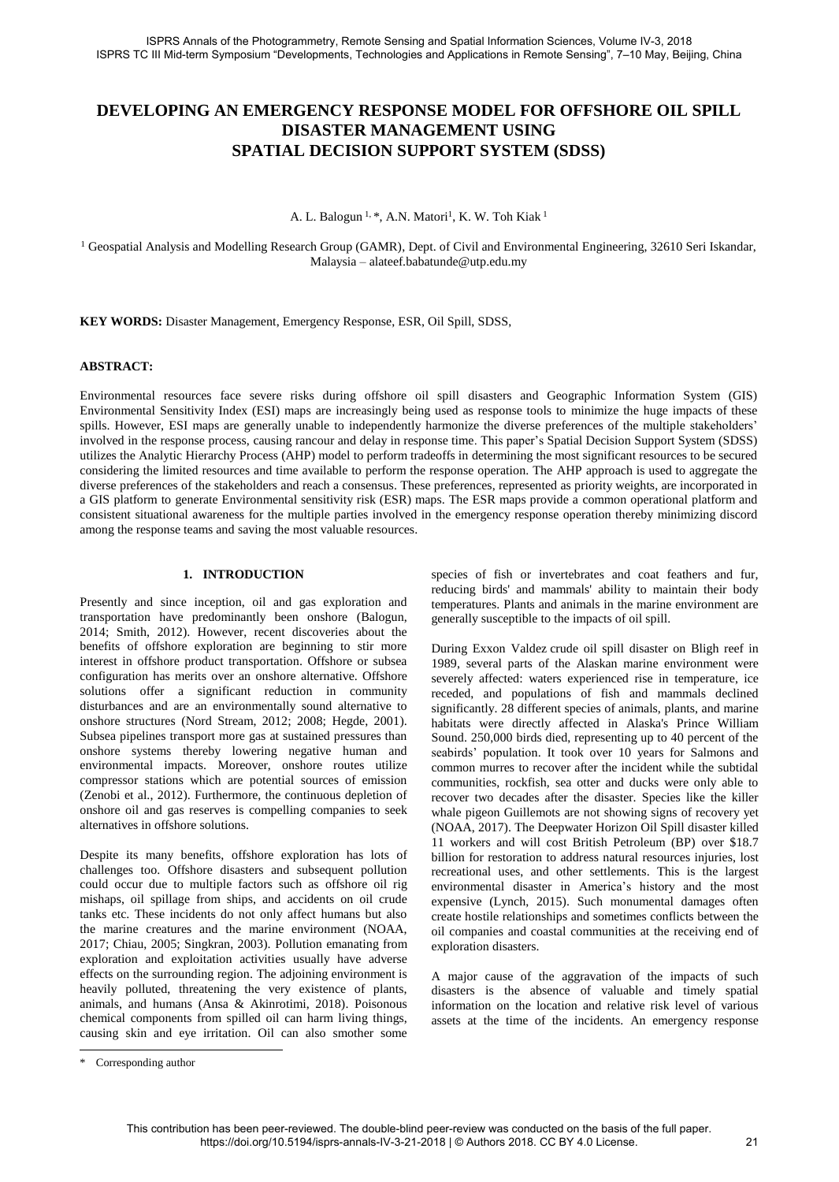# DEVELOPING AN EMERGENCY RESPONSE MODEL FOR OFFSHORE OIL SPILL DISASTER MANAGEMENT USING SPATIAL DECISION SUPPORT SYSTEM (SDSS)

A. L. Balogun [1, *], A.N. Matori[1], K. W. Toh Kiak [1]

[1] Geospatial Analysis and Modelling Research Group (GAMR), Dept. of Civil and Environmental Engineering, 32610 Seri Iskandar, Malaysia – alateef.babatunde@utp.edu.my

**KEY WORDS:** Disaster Management, Emergency Response, ESR, Oil Spill, SDSS,

**ABSTRACT:**

Environmental resources face severe risks during offshore oil spill disasters and Geographic Information System (GIS) Environmental Sensitivity Index (ESI) maps are increasingly being used as response tools to minimize the huge impacts of these spills. However, ESI maps are generally unable to independently harmonize the diverse preferences of the multiple stakeholders' involved in the response process, causing rancour and delay in response time. This paper's Spatial Decision Support System (SDSS) utilizes the Analytic Hierarchy Process (AHP) model to perform tradeoffs in determining the most significant resources to be secured considering the limited resources and time available to perform the response operation. The AHP approach is used to aggregate the diverse preferences of the stakeholders and reach a consensus. These preferences, represented as priority weights, are incorporated in a GIS platform to generate Environmental sensitivity risk (ESR) maps. The ESR maps provide a common operational platform and consistent situational awareness for the multiple parties involved in the emergency response operation thereby minimizing discord among the response teams and saving the most valuable resources.

## 1. INTRODUCTION

Presently and since inception, oil and gas exploration and transportation have predominantly been onshore (Balogun, 2014; Smith, 2012). However, recent discoveries about the benefits of offshore exploration are beginning to stir more interest in offshore product transportation. Offshore or subsea configuration has merits over an onshore alternative. Offshore solutions offer a significant reduction in community disturbances and are an environmentally sound alternative to onshore structures (Nord Stream, 2012; 2008; Hegde, 2001). Subsea pipelines transport more gas at sustained pressures than onshore systems thereby lowering negative human and environmental impacts. Moreover, onshore routes utilize compressor stations which are potential sources of emission (Zenobi et al., 2012). Furthermore, the continuous depletion of onshore oil and gas reserves is compelling companies to seek alternatives in offshore solutions.

Despite its many benefits, offshore exploration has lots of challenges too. Offshore disasters and subsequent pollution could occur due to multiple factors such as offshore oil rig mishaps, oil spillage from ships, and accidents on oil crude tanks etc. These incidents do not only affect humans but also the marine creatures and the marine environment (NOAA, 2017; Chiau, 2005; Singkran, 2003). Pollution emanating from exploration and exploitation activities usually have adverse effects on the surrounding region. The adjoining environment is heavily polluted, threatening the very existence of plants, animals, and humans (Ansa & Akinrotimi, 2018). Poisonous chemical components from spilled oil can harm living things, causing skin and eye irritation. Oil can also smother some species of fish or invertebrates and coat feathers and fur, reducing birds' and mammals' ability to maintain their body temperatures. Plants and animals in the marine environment are generally susceptible to the impacts of oil spill.

During Exxon Valdez crude oil spill disaster on Bligh reef in 1989, several parts of the Alaskan marine environment were severely affected: waters experienced rise in temperature, ice receded, and populations of fish and mammals declined significantly. 28 different species of animals, plants, and marine habitats were directly affected in Alaska's Prince William Sound. 250,000 birds died, representing up to 40 percent of the seabirds' population. It took over 10 years for Salmons and common murres to recover after the incident while the subtidal communities, rockfish, sea otter and ducks were only able to recover two decades after the disaster. Species like the killer whale pigeon Guillemots are not showing signs of recovery yet (NOAA, 2017). The Deepwater Horizon Oil Spill disaster killed 11 workers and will cost British Petroleum (BP) over $18.7 billion for restoration to address natural resources injuries, lost recreational uses, and other settlements. This is the largest environmental disaster in America's history and the most expensive (Lynch, 2015). Such monumental damages often create hostile relationships and sometimes conflicts between the oil companies and coastal communities at the receiving end of exploration disasters.

A major cause of the aggravation of the impacts of such disasters is the absence of valuable and timely spatial information on the location and relative risk level of various assets at the time of the incidents. An emergency response

* Corresponding author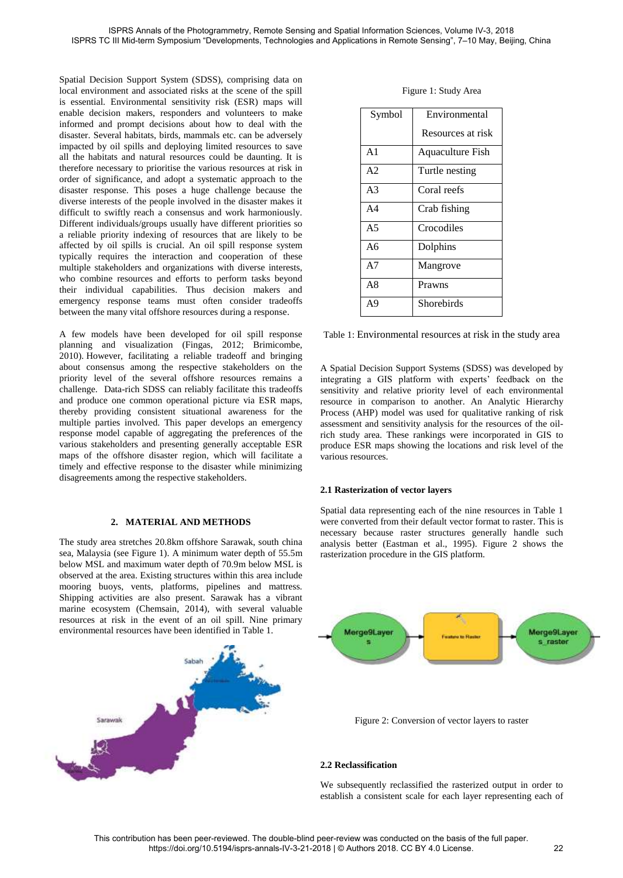Spatial Decision Support System (SDSS), comprising data on local environment and associated risks at the scene of the spill is essential. Environmental sensitivity risk (ESR) maps will enable decision makers, responders and volunteers to make informed and prompt decisions about how to deal with the disaster. Several habitats, birds, mammals etc. can be adversely impacted by oil spills and deploying limited resources to save all the habitats and natural resources could be daunting. It is therefore necessary to prioritise the various resources at risk in order of significance, and adopt a systematic approach to the disaster response. This poses a huge challenge because the diverse interests of the people involved in the disaster makes it difficult to swiftly reach a consensus and work harmoniously. Different individuals/groups usually have different priorities so a reliable priority indexing of resources that are likely to be affected by oil spills is crucial. An oil spill response system typically requires the interaction and cooperation of these multiple stakeholders and organizations with diverse interests, who combine resources and efforts to perform tasks beyond their individual capabilities. Thus decision makers and emergency response teams must often consider tradeoffs between the many vital offshore resources during a response.

A few models have been developed for oil spill response planning and visualization (Fingas, 2012; Brimicombe, 2010). However, facilitating a reliable tradeoff and bringing about consensus among the respective stakeholders on the priority level of the several offshore resources remains a challenge. Data-rich SDSS can reliably facilitate this tradeoffs and produce one common operational picture via ESR maps, thereby providing consistent situational awareness for the multiple parties involved. This paper develops an emergency response model capable of aggregating the preferences of the various stakeholders and presenting generally acceptable ESR maps of the offshore disaster region, which will facilitate a timely and effective response to the disaster while minimizing disagreements among the respective stakeholders.

## 2. MATERIAL AND METHODS

The study area stretches 20.8km offshore Sarawak, south china sea, Malaysia (see Figure 1). A minimum water depth of 55.5m below MSL and maximum water depth of 70.9m below MSL is observed at the area. Existing structures within this area include mooring buoys, vents, platforms, pipelines and mattress. Shipping activities are also present. Sarawak has a vibrant marine ecosystem (Chemsain, 2014), with several valuable resources at risk in the event of an oil spill. Nine primary environmental resources have been identified in Table 1.

Figure 1: Study Area

| Symbol | Environmental Resources at risk |
|---|---|
| A1 | Aquaculture Fish |
| A2 | Turtle nesting |
| A3 | Coral reefs |
| A4 | Crab fishing |
| A5 | Crocodiles |
| A6 | Dolphins |
| A7 | Mangrove |
| A8 | Prawns |
| A9 | Shorebirds |

Table 1: Environmental resources at risk in the study area

A Spatial Decision Support Systems (SDSS) was developed by integrating a GIS platform with experts' feedback on the sensitivity and relative priority level of each environmental resource in comparison to another. An Analytic Hierarchy Process (AHP) model was used for qualitative ranking of risk assessment and sensitivity analysis for the resources of the oil-rich study area. These rankings were incorporated in GIS to produce ESR maps showing the locations and risk level of the various resources.

### 2.1 Rasterization of vector layers

Spatial data representing each of the nine resources in Table 1 were converted from their default vector format to raster. This is necessary because raster structures generally handle such analysis better (Eastman et al., 1995). Figure 2 shows the rasterization procedure in the GIS platform.

Figure 2: Conversion of vector layers to raster

### 2.2 Reclassification

We subsequently reclassified the rasterized output in order to establish a consistent scale for each layer representing each of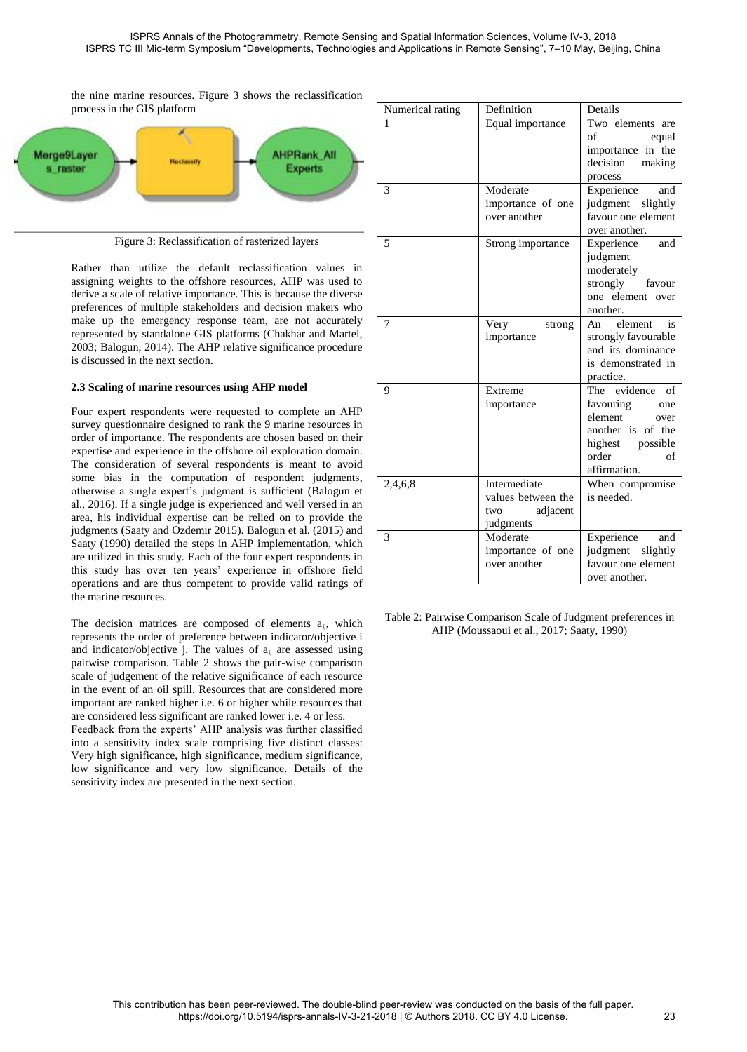the nine marine resources. Figure 3 shows the reclassification process in the GIS platform

Figure 3: Reclassification of rasterized layers

Rather than utilize the default reclassification values in assigning weights to the offshore resources, AHP was used to derive a scale of relative importance. This is because the diverse preferences of multiple stakeholders and decision makers who make up the emergency response team, are not accurately represented by standalone GIS platforms (Chakhar and Martel, 2003; Balogun, 2014). The AHP relative significance procedure is discussed in the next section.

### 2.3 Scaling of marine resources using AHP model

Four expert respondents were requested to complete an AHP survey questionnaire designed to rank the 9 marine resources in order of importance. The respondents are chosen based on their expertise and experience in the offshore oil exploration domain. The consideration of several respondents is meant to avoid some bias in the computation of respondent judgments, otherwise a single expert's judgment is sufficient (Balogun et al., 2016). If a single judge is experienced and well versed in an area, his individual expertise can be relied on to provide the judgments (Saaty and Özdemir 2015). Balogun et al. (2015) and Saaty (1990) detailed the steps in AHP implementation, which are utilized in this study. Each of the four expert respondents in this study has over ten years' experience in offshore field operations and are thus competent to provide valid ratings of the marine resources.

The decision matrices are composed of elements $a_{ij}$, which represents the order of preference between indicator/objective i and indicator/objective j. The values of $a_{ij}$ are assessed using pairwise comparison. Table 2 shows the pair-wise comparison scale of judgement of the relative significance of each resource in the event of an oil spill. Resources that are considered more important are ranked higher i.e. 6 or higher while resources that are considered less significant are ranked lower i.e. 4 or less.

Feedback from the experts' AHP analysis was further classified into a sensitivity index scale comprising five distinct classes: Very high significance, high significance, medium significance, low significance and very low significance. Details of the sensitivity index are presented in the next section.

| Numerical rating | Definition | Details |
|---|---|---|
| 1 | Equal importance | Two elements are of equal importance in the decision making process |
| 3 | Moderate importance of one over another | Experience and judgment slightly favour one element over another. |
| 5 | Strong importance | Experience and judgment moderately strongly favour one element over another. |
| 7 | Very strong importance | An element is strongly favourable and its dominance is demonstrated in practice. |
| 9 | Extreme importance | The evidence of favouring one element over another is of the highest possible order of affirmation. |
| 2,4,6,8 | Intermediate values between the two adjacent judgments | When compromise is needed. |
| 3 | Moderate importance of one over another | Experience and judgment slightly favour one element over another. |

Table 2: Pairwise Comparison Scale of Judgment preferences in AHP (Moussaoui et al., 2017; Saaty, 1990)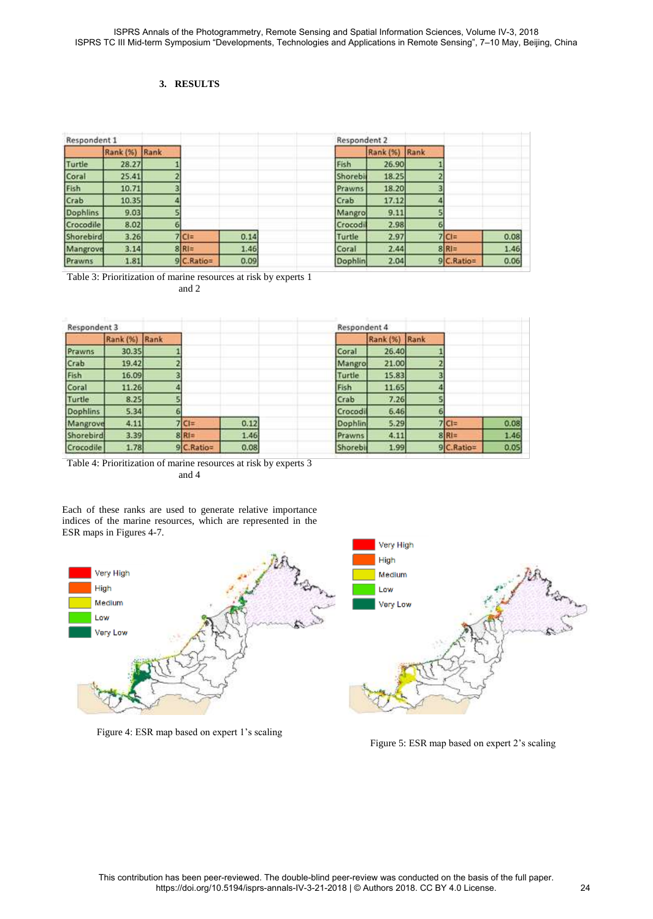### 3. RESULTS

| Respondent 1 | | | | |
|---|---|---|---|---|
| | Rank (%) | Rank | | |
| Turtle | 28.27 | 1 | | |
| Coral | 25.41 | 2 | | |
| Fish | 10.71 | 3 | | |
| Crab | 10.35 | 4 | | |
| Dophlins | 9.03 | 5 | | |
| Crocodile | 8.02 | 6 | | |
| Shorebird | 3.26 | 7 | CI= | 0.14 |
| Mangrove | 3.14 | 8 | RI= | 1.46 |
| Prawns | 1.81 | 9 | C.Ratio= | 0.09 |

| Respondent 2 | | | | |
|---|---|---|---|---|
| | Rank (%) | Rank | | |
| Fish | 26.90 | 1 | | |
| Shorebi | 18.25 | 2 | | |
| Prawns | 18.20 | 3 | | |
| Crab | 17.12 | 4 | | |
| Mangro | 9.11 | 5 | | |
| Crocodi | 2.98 | 6 | | |
| Turtle | 2.97 | 7 | CI= | 0.08 |
| Coral | 2.44 | 8 | RI= | 1.46 |
| Dophlin | 2.04 | 9 | C.Ratio= | 0.06 |

Table 3: Prioritization of marine resources at risk by experts 1 and 2

| Respondent 3 | | | | |
|---|---|---|---|---|
| | Rank (%) | Rank | | |
| Prawns | 30.35 | 1 | | |
| Crab | 19.42 | 2 | | |
| Fish | 16.09 | 3 | | |
| Coral | 11.26 | 4 | | |
| Turtle | 8.25 | 5 | | |
| Dophlins | 5.34 | 6 | | |
| Mangrove | 4.11 | 7 | CI= | 0.12 |
| Shorebird | 3.39 | 8 | RI= | 1.46 |
| Crocodile | 1.78 | 9 | C.Ratio= | 0.08 |

| Respondent 4 | | | | |
|---|---|---|---|---|
| | Rank (%) | Rank | | |
| Coral | 26.40 | 1 | | |
| Mangro | 21.00 | 2 | | |
| Turtle | 15.83 | 3 | | |
| Fish | 11.65 | 4 | | |
| Crab | 7.26 | 5 | | |
| Crocodi | 6.46 | 6 | | |
| Dophlin | 5.29 | 7 | CI= | 0.08 |
| Prawns | 4.11 | 8 | RI= | 1.46 |
| Shorebi | 1.99 | 9 | C.Ratio= | 0.05 |

Table 4: Prioritization of marine resources at risk by experts 3 and 4

Each of these ranks are used to generate relative importance indices of the marine resources, which are represented in the ESR maps in Figures 4-7.

Very High
High
Medium
Low
Very Low

Figure 4: ESR map based on expert 1's scaling

Very High
High
Medium
Low
Very Low

Figure 5: ESR map based on expert 2's scaling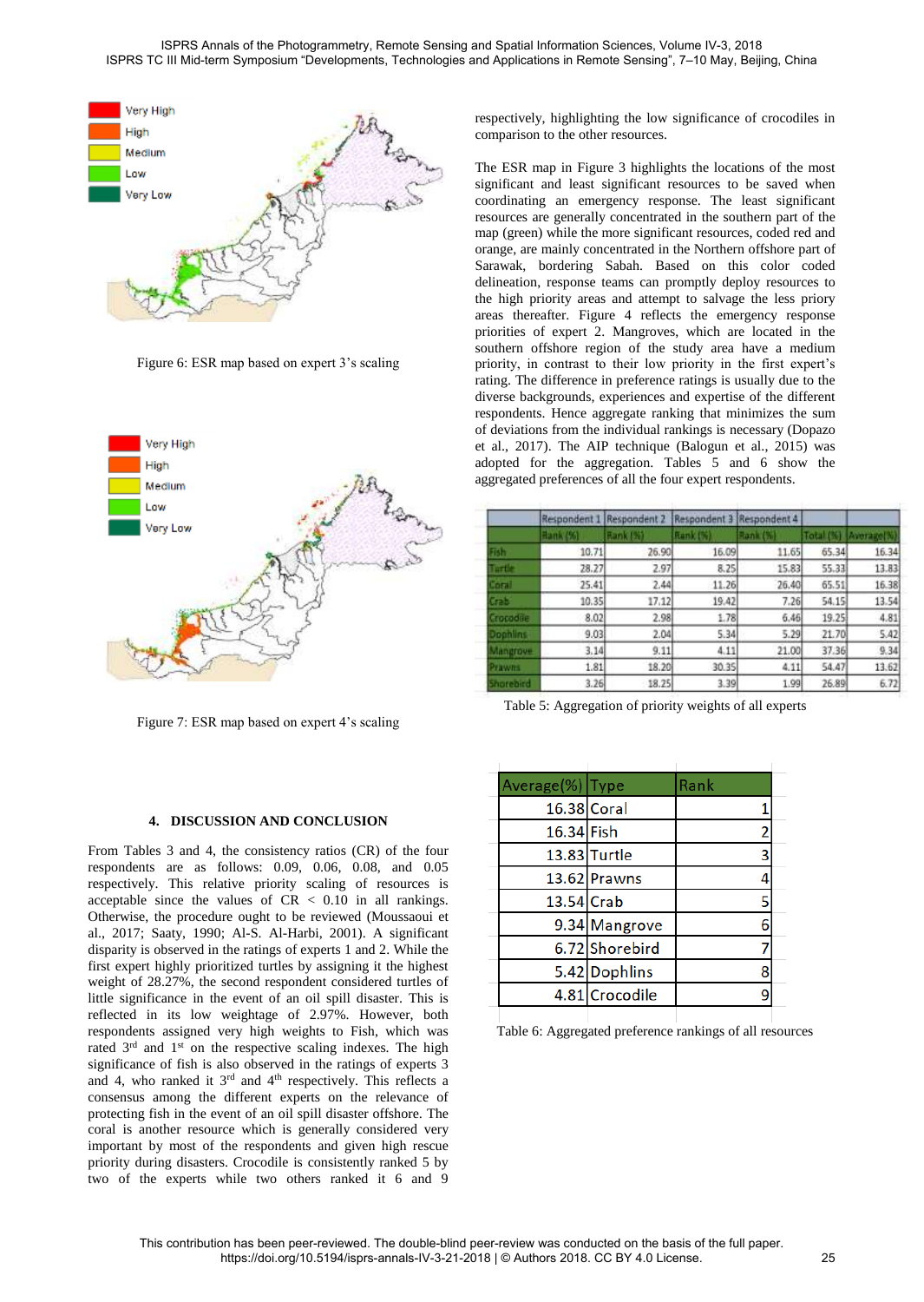Figure 6: ESR map based on expert 3's scaling

Figure 7: ESR map based on expert 4's scaling

## 4. DISCUSSION AND CONCLUSION

From Tables 3 and 4, the consistency ratios (CR) of the four respondents are as follows: 0.09, 0.06, 0.08, and 0.05 respectively. This relative priority scaling of resources is acceptable since the values of CR < 0.10 in all rankings. Otherwise, the procedure ought to be reviewed (Moussaoui et al., 2017; Saaty, 1990; Al-S. Al-Harbi, 2001). A significant disparity is observed in the ratings of experts 1 and 2. While the first expert highly prioritized turtles by assigning it the highest weight of 28.27%, the second respondent considered turtles of little significance in the event of an oil spill disaster. This is reflected in its low weightage of 2.97%. However, both respondents assigned very high weights to Fish, which was rated 3rd and 1st on the respective scaling indexes. The high significance of fish is also observed in the ratings of experts 3 and 4, who ranked it 3rd and 4th respectively. This reflects a consensus among the different experts on the relevance of protecting fish in the event of an oil spill disaster offshore. The coral is another resource which is generally considered very important by most of the respondents and given high rescue priority during disasters. Crocodile is consistently ranked 5 by two of the experts while two others ranked it 6 and 9 respectively, highlighting the low significance of crocodiles in comparison to the other resources.

The ESR map in Figure 3 highlights the locations of the most significant and least significant resources to be saved when coordinating an emergency response. The least significant resources are generally concentrated in the southern part of the map (green) while the more significant resources, coded red and orange, are mainly concentrated in the Northern offshore part of Sarawak, bordering Sabah. Based on this color coded delineation, response teams can promptly deploy resources to the high priority areas and attempt to salvage the less priory areas thereafter. Figure 4 reflects the emergency response priorities of expert 2. Mangroves, which are located in the southern offshore region of the study area have a medium priority, in contrast to their low priority in the first expert's rating. The difference in preference ratings is usually due to the diverse backgrounds, experiences and expertise of the different respondents. Hence aggregate ranking that minimizes the sum of deviations from the individual rankings is necessary (Dopazo et al., 2017). The AIP technique (Balogun et al., 2015) was adopted for the aggregation. Tables 5 and 6 show the aggregated preferences of all the four expert respondents.

| | Respondent 1 | Respondent 2 | Respondent 3 | Respondent 4 | | |
|---|---|---|---|---|---|---|
| | Rank (%) | Rank (%) | Rank (%) | Rank (%) | Total (%) | Average(%) |
| Fish | 10.71 | 26.90 | 16.09 | 11.65 | 65.34 | 16.34 |
| Turtle | 28.27 | 2.97 | 8.25 | 15.83 | 55.33 | 13.83 |
| Coral | 25.41 | 2.44 | 11.26 | 26.40 | 65.51 | 16.38 |
| Crab | 10.35 | 17.12 | 19.42 | 7.26 | 54.15 | 13.54 |
| Crocodile | 8.02 | 2.98 | 1.78 | 6.46 | 19.25 | 4.81 |
| Dophlins | 9.03 | 2.04 | 5.34 | 5.29 | 21.70 | 5.42 |
| Mangrove | 3.14 | 9.11 | 4.11 | 21.00 | 37.36 | 9.34 |
| Prawns | 1.81 | 18.20 | 30.35 | 4.11 | 54.47 | 13.62 |
| Shorebird | 3.26 | 18.25 | 3.39 | 1.99 | 26.89 | 6.72 |

Table 5: Aggregation of priority weights of all experts

| Average(%) | Type | Rank |
|---|---|---|
| 16.38 | Coral | 1 |
| 16.34 | Fish | 2 |
| 13.83 | Turtle | 3 |
| 13.62 | Prawns | 4 |
| 13.54 | Crab | 5 |
| 9.34 | Mangrove | 6 |
| 6.72 | Shorebird | 7 |
| 5.42 | Dophlins | 8 |
| 4.81 | Crocodile | 9 |

Table 6: Aggregated preference rankings of all resources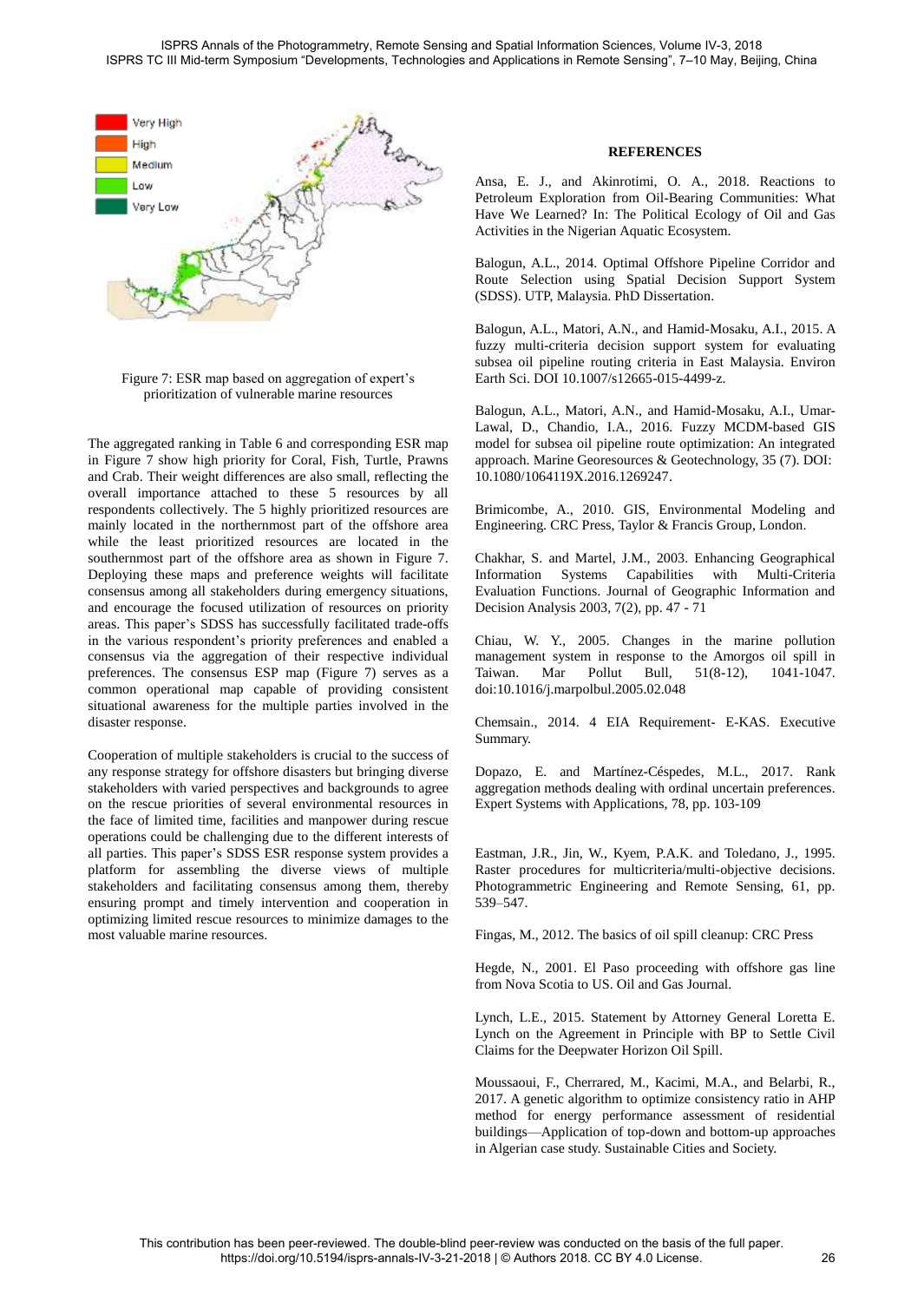Figure 7: ESR map based on aggregation of expert's prioritization of vulnerable marine resources

The aggregated ranking in Table 6 and corresponding ESR map in Figure 7 show high priority for Coral, Fish, Turtle, Prawns and Crab. Their weight differences are also small, reflecting the overall importance attached to these 5 resources by all respondents collectively. The 5 highly prioritized resources are mainly located in the northernmost part of the offshore area while the least prioritized resources are located in the southernmost part of the offshore area as shown in Figure 7. Deploying these maps and preference weights will facilitate consensus among all stakeholders during emergency situations, and encourage the focused utilization of resources on priority areas. This paper's SDSS has successfully facilitated trade-offs in the various respondent's priority preferences and enabled a consensus via the aggregation of their respective individual preferences. The consensus ESP map (Figure 7) serves as a common operational map capable of providing consistent situational awareness for the multiple parties involved in the disaster response.

Cooperation of multiple stakeholders is crucial to the success of any response strategy for offshore disasters but bringing diverse stakeholders with varied perspectives and backgrounds to agree on the rescue priorities of several environmental resources in the face of limited time, facilities and manpower during rescue operations could be challenging due to the different interests of all parties. This paper's SDSS ESR response system provides a platform for assembling the diverse views of multiple stakeholders and facilitating consensus among them, thereby ensuring prompt and timely intervention and cooperation in optimizing limited rescue resources to minimize damages to the most valuable marine resources.

## REFERENCES

Ansa, E. J., and Akinrotimi, O. A., 2018. Reactions to Petroleum Exploration from Oil-Bearing Communities: What Have We Learned? In: The Political Ecology of Oil and Gas Activities in the Nigerian Aquatic Ecosystem.

Balogun, A.L., 2014. Optimal Offshore Pipeline Corridor and Route Selection using Spatial Decision Support System (SDSS). UTP, Malaysia. PhD Dissertation.

Balogun, A.L., Matori, A.N., and Hamid-Mosaku, A.I., 2015. A fuzzy multi-criteria decision support system for evaluating subsea oil pipeline routing criteria in East Malaysia. Environ Earth Sci. DOI 10.1007/s12665-015-4499-z.

Balogun, A.L., Matori, A.N., and Hamid-Mosaku, A.I., Umar-Lawal, D., Chandio, I.A., 2016. Fuzzy MCDM-based GIS model for subsea oil pipeline route optimization: An integrated approach. Marine Georesources & Geotechnology, 35 (7). DOI: 10.1080/1064119X.2016.1269247.

Brimicombe, A., 2010. GIS, Environmental Modeling and Engineering. CRC Press, Taylor & Francis Group, London.

Chakhar, S. and Martel, J.M., 2003. Enhancing Geographical Information Systems Capabilities with Multi-Criteria Evaluation Functions. Journal of Geographic Information and Decision Analysis 2003, 7(2), pp. 47 - 71

Chiau, W. Y., 2005. Changes in the marine pollution management system in response to the Amorgos oil spill in Taiwan. Mar Pollut Bull, 51(8-12), 1041-1047. doi:10.1016/j.marpolbul.2005.02.048

Chemsain., 2014. 4 EIA Requirement- E-KAS. Executive Summary.

Dopazo, E. and Martínez-Céspedes, M.L., 2017. Rank aggregation methods dealing with ordinal uncertain preferences. Expert Systems with Applications, 78, pp. 103-109

Eastman, J.R., Jin, W., Kyem, P.A.K. and Toledano, J., 1995. Raster procedures for multicriteria/multi-objective decisions. Photogrammetric Engineering and Remote Sensing, 61, pp. 539–547.

Fingas, M., 2012. The basics of oil spill cleanup: CRC Press

Hegde, N., 2001. El Paso proceeding with offshore gas line from Nova Scotia to US. Oil and Gas Journal.

Lynch, L.E., 2015. Statement by Attorney General Loretta E. Lynch on the Agreement in Principle with BP to Settle Civil Claims for the Deepwater Horizon Oil Spill.

Moussaoui, F., Cherrared, M., Kacimi, M.A., and Belarbi, R., 2017. A genetic algorithm to optimize consistency ratio in AHP method for energy performance assessment of residential buildings—Application of top-down and bottom-up approaches in Algerian case study. Sustainable Cities and Society.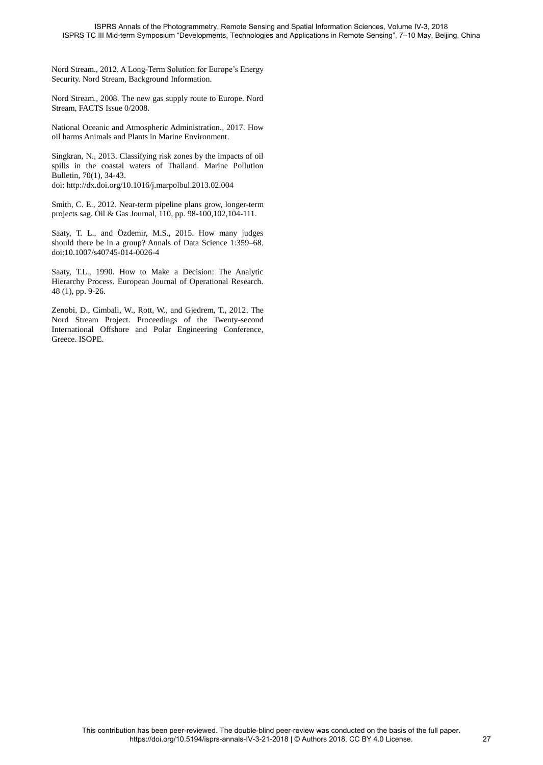Nord Stream., 2012. A Long-Term Solution for Europe's Energy Security. Nord Stream, Background Information.

Nord Stream., 2008. The new gas supply route to Europe. Nord Stream, FACTS Issue 0/2008.

National Oceanic and Atmospheric Administration., 2017. How oil harms Animals and Plants in Marine Environment.

Singkran, N., 2013. Classifying risk zones by the impacts of oil spills in the coastal waters of Thailand. Marine Pollution Bulletin, 70(1), 34-43.
doi: http://dx.doi.org/10.1016/j.marpolbul.2013.02.004

Smith, C. E., 2012. Near-term pipeline plans grow, longer-term projects sag. Oil & Gas Journal, 110, pp. 98-100,102,104-111.

Saaty, T. L., and Özdemir, M.S., 2015. How many judges should there be in a group? Annals of Data Science 1:359–68. doi:10.1007/s40745-014-0026-4

Saaty, T.L., 1990. How to Make a Decision: The Analytic Hierarchy Process. European Journal of Operational Research. 48 (1), pp. 9-26.

Zenobi, D., Cimbali, W., Rott, W., and Gjedrem, T., 2012. The Nord Stream Project. Proceedings of the Twenty-second International Offshore and Polar Engineering Conference, Greece. ISOPE.